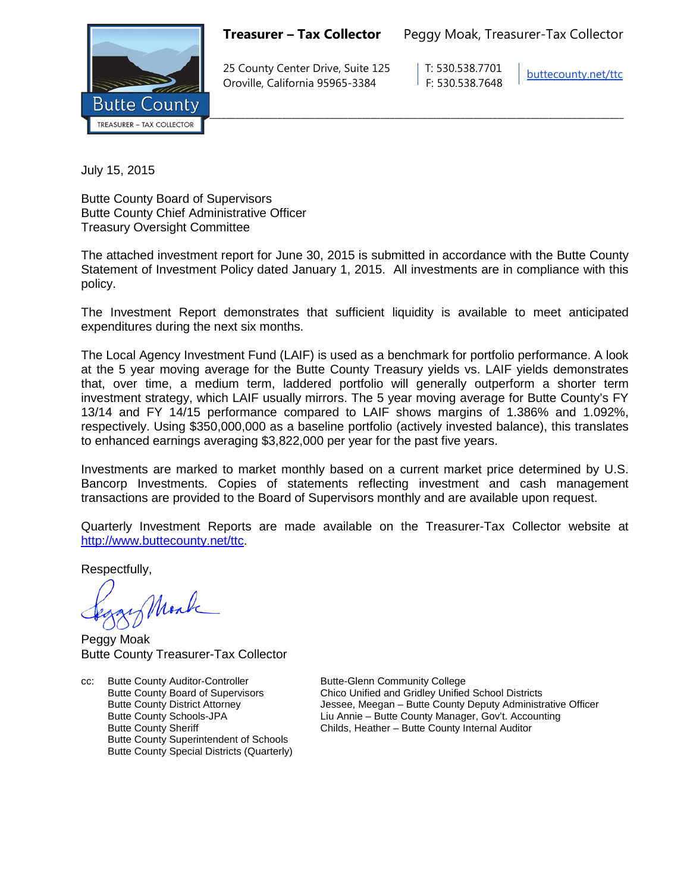**Treasurer – Tax Collector** Peggy Moak, Treasurer-Tax Collector

25 County Center Drive, Suite 125
Oroville, California 95965-3384

T: 530.538.7701
F: 530.538.7648

buttecounty.net/ttc

July 15, 2015

Butte County Board of Supervisors
Butte County Chief Administrative Officer
Treasury Oversight Committee

The attached investment report for June 30, 2015 is submitted in accordance with the Butte County Statement of Investment Policy dated January 1, 2015. All investments are in compliance with this policy.

The Investment Report demonstrates that sufficient liquidity is available to meet anticipated expenditures during the next six months.

The Local Agency Investment Fund (LAIF) is used as a benchmark for portfolio performance. A look at the 5 year moving average for the Butte County Treasury yields vs. LAIF yields demonstrates that, over time, a medium term, laddered portfolio will generally outperform a shorter term investment strategy, which LAIF usually mirrors. The 5 year moving average for Butte County's FY 13/14 and FY 14/15 performance compared to LAIF shows margins of 1.386% and 1.092%, respectively. Using $350,000,000 as a baseline portfolio (actively invested balance), this translates to enhanced earnings averaging $3,822,000 per year for the past five years.

Investments are marked to market monthly based on a current market price determined by U.S. Bancorp Investments. Copies of statements reflecting investment and cash management transactions are provided to the Board of Supervisors monthly and are available upon request.

Quarterly Investment Reports are made available on the Treasurer-Tax Collector website at http://www.buttecounty.net/ttc.

Respectfully,

Peggy Moak
Butte County Treasurer-Tax Collector

cc: Butte County Auditor-Controller
Butte County Board of Supervisors
Butte County District Attorney
Butte County Schools-JPA
Butte County Sheriff
Butte County Superintendent of Schools
Butte County Special Districts (Quarterly)
Butte-Glenn Community College
Chico Unified and Gridley Unified School Districts
Jessee, Meegan – Butte County Deputy Administrative Officer
Liu Annie – Butte County Manager, Gov't. Accounting
Childs, Heather – Butte County Internal Auditor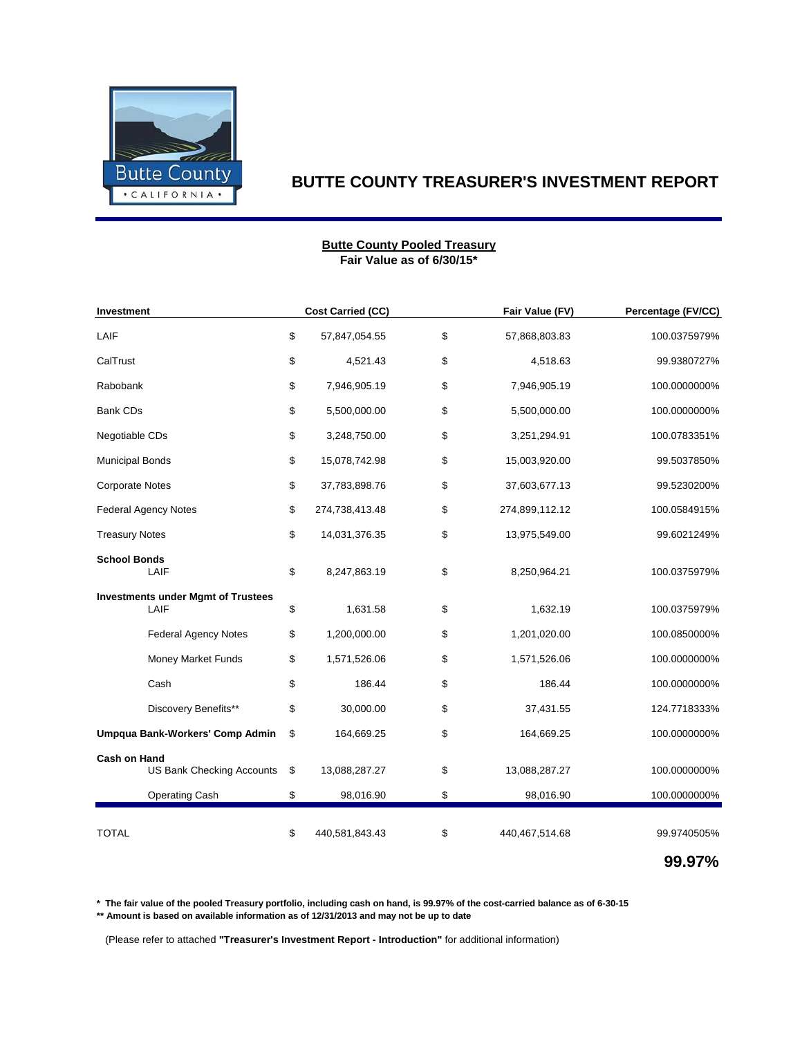# BUTTE COUNTY TREASURER'S INVESTMENT REPORT

**Butte County Pooled Treasury**
**Fair Value as of 6/30/15***

| Investment | Cost Carried (CC) | Fair Value (FV) | Percentage (FV/CC) |
|---|---|---|---|
| LAIF | $ 57,847,054.55 | $ 57,868,803.83 | 100.0375979% |
| CalTrust | $ 4,521.43 | $ 4,518.63 | 99.9380727% |
| Rabobank | $ 7,946,905.19 | $ 7,946,905.19 | 100.0000000% |
| Bank CDs | $ 5,500,000.00 | $ 5,500,000.00 | 100.0000000% |
| Negotiable CDs | $ 3,248,750.00 | $ 3,251,294.91 | 100.0783351% |
| Municipal Bonds | $ 15,078,742.98 | $ 15,003,920.00 | 99.5037850% |
| Corporate Notes | $ 37,783,898.76 | $ 37,603,677.13 | 99.5230200% |
| Federal Agency Notes | $ 274,738,413.48 | $ 274,899,112.12 | 100.0584915% |
| Treasury Notes | $ 14,031,376.35 | $ 13,975,549.00 | 99.6021249% |
| **School Bonds** | | | |
| LAIF | $ 8,247,863.19 | $ 8,250,964.21 | 100.0375979% |
| **Investments under Mgmt of Trustees** | | | |
| LAIF | $ 1,631.58 | $ 1,632.19 | 100.0375979% |
| Federal Agency Notes | $ 1,200,000.00 | $ 1,201,020.00 | 100.0850000% |
| Money Market Funds | $ 1,571,526.06 | $ 1,571,526.06 | 100.0000000% |
| Cash | $ 186.44 | $ 186.44 | 100.0000000% |
| Discovery Benefits** | $ 30,000.00 | $ 37,431.55 | 124.7718333% |
| **Umpqua Bank-Workers' Comp Admin** | $ 164,669.25 | $ 164,669.25 | 100.0000000% |
| **Cash on Hand** | | | |
| US Bank Checking Accounts | $ 13,088,287.27 | $ 13,088,287.27 | 100.0000000% |
| Operating Cash | $ 98,016.90 | $ 98,016.90 | 100.0000000% |
| TOTAL | $ 440,581,843.43 | $ 440,467,514.68 | 99.9740505% |
| | | | **99.97%** |

**\* The fair value of the pooled Treasury portfolio, including cash on hand, is 99.97% of the cost-carried balance as of 6-30-15**

**\*\* Amount is based on available information as of 12/31/2013 and may not be up to date**

(Please refer to attached **"Treasurer's Investment Report - Introduction"** for additional information)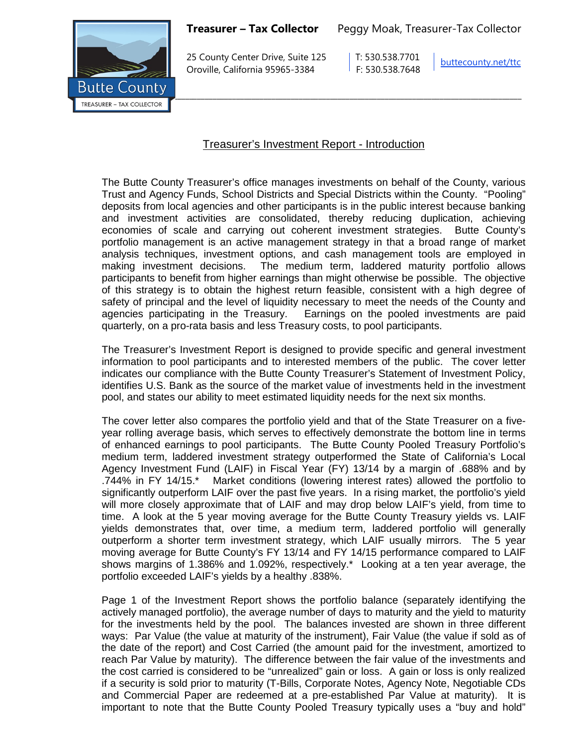**Treasurer – Tax Collector** Peggy Moak, Treasurer-Tax Collector

25 County Center Drive, Suite 125
Oroville, California 95965-3384

T: 530.538.7701
F: 530.538.7648

buttecounty.net/ttc

## Treasurer's Investment Report - Introduction

The Butte County Treasurer's office manages investments on behalf of the County, various Trust and Agency Funds, School Districts and Special Districts within the County. "Pooling" deposits from local agencies and other participants is in the public interest because banking and investment activities are consolidated, thereby reducing duplication, achieving economies of scale and carrying out coherent investment strategies. Butte County's portfolio management is an active management strategy in that a broad range of market analysis techniques, investment options, and cash management tools are employed in making investment decisions. The medium term, laddered maturity portfolio allows participants to benefit from higher earnings than might otherwise be possible. The objective of this strategy is to obtain the highest return feasible, consistent with a high degree of safety of principal and the level of liquidity necessary to meet the needs of the County and agencies participating in the Treasury. Earnings on the pooled investments are paid quarterly, on a pro-rata basis and less Treasury costs, to pool participants.

The Treasurer's Investment Report is designed to provide specific and general investment information to pool participants and to interested members of the public. The cover letter indicates our compliance with the Butte County Treasurer's Statement of Investment Policy, identifies U.S. Bank as the source of the market value of investments held in the investment pool, and states our ability to meet estimated liquidity needs for the next six months.

The cover letter also compares the portfolio yield and that of the State Treasurer on a five-year rolling average basis, which serves to effectively demonstrate the bottom line in terms of enhanced earnings to pool participants. The Butte County Pooled Treasury Portfolio's medium term, laddered investment strategy outperformed the State of California's Local Agency Investment Fund (LAIF) in Fiscal Year (FY) 13/14 by a margin of .688% and by .744% in FY 14/15.* Market conditions (lowering interest rates) allowed the portfolio to significantly outperform LAIF over the past five years. In a rising market, the portfolio's yield will more closely approximate that of LAIF and may drop below LAIF's yield, from time to time. A look at the 5 year moving average for the Butte County Treasury yields vs. LAIF yields demonstrates that, over time, a medium term, laddered portfolio will generally outperform a shorter term investment strategy, which LAIF usually mirrors. The 5 year moving average for Butte County's FY 13/14 and FY 14/15 performance compared to LAIF shows margins of 1.386% and 1.092%, respectively.* Looking at a ten year average, the portfolio exceeded LAIF's yields by a healthy .838%.

Page 1 of the Investment Report shows the portfolio balance (separately identifying the actively managed portfolio), the average number of days to maturity and the yield to maturity for the investments held by the pool. The balances invested are shown in three different ways: Par Value (the value at maturity of the instrument), Fair Value (the value if sold as of the date of the report) and Cost Carried (the amount paid for the investment, amortized to reach Par Value by maturity). The difference between the fair value of the investments and the cost carried is considered to be "unrealized" gain or loss. A gain or loss is only realized if a security is sold prior to maturity (T-Bills, Corporate Notes, Agency Note, Negotiable CDs and Commercial Paper are redeemed at a pre-established Par Value at maturity). It is important to note that the Butte County Pooled Treasury typically uses a "buy and hold"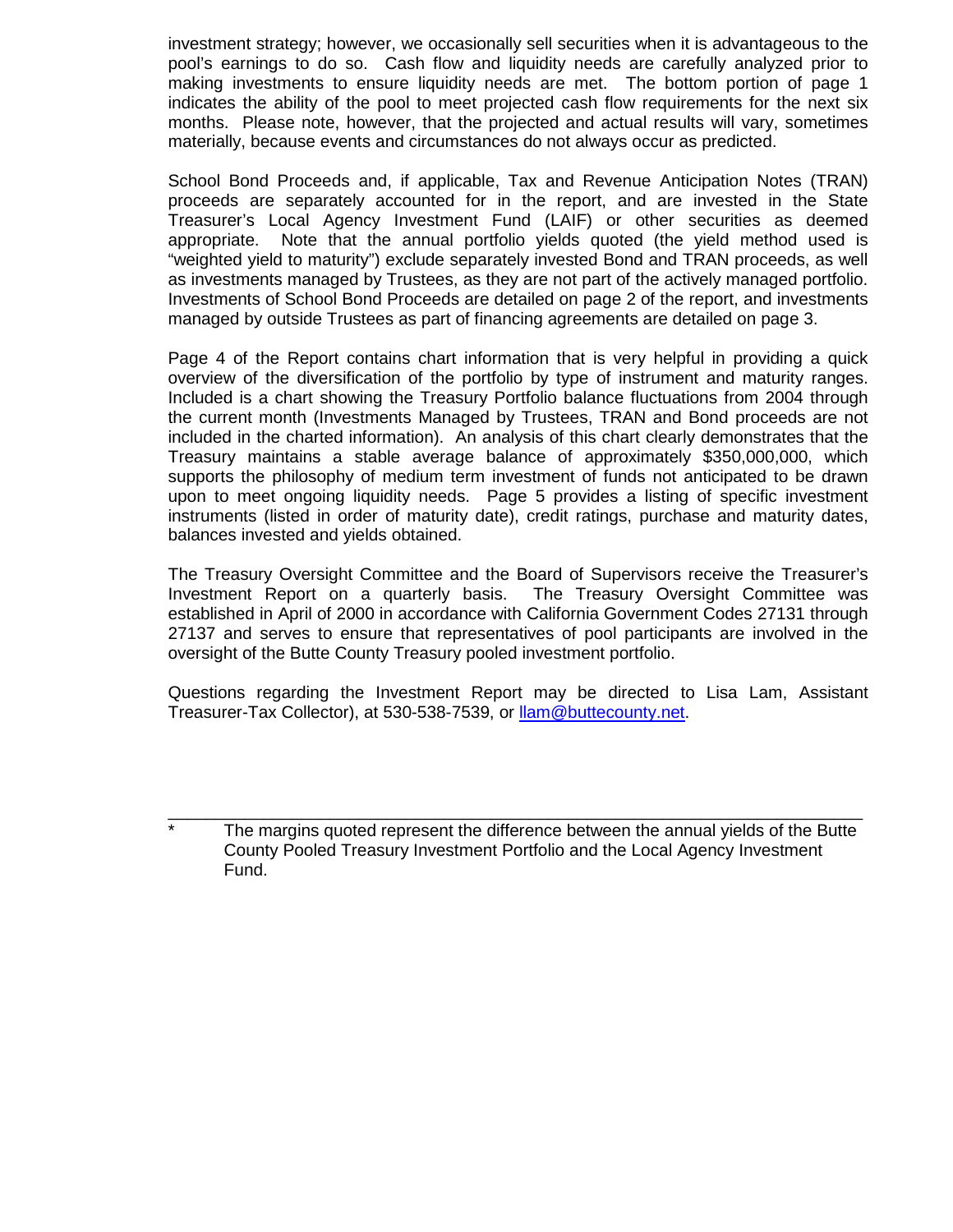investment strategy; however, we occasionally sell securities when it is advantageous to the pool's earnings to do so. Cash flow and liquidity needs are carefully analyzed prior to making investments to ensure liquidity needs are met. The bottom portion of page 1 indicates the ability of the pool to meet projected cash flow requirements for the next six months. Please note, however, that the projected and actual results will vary, sometimes materially, because events and circumstances do not always occur as predicted.

School Bond Proceeds and, if applicable, Tax and Revenue Anticipation Notes (TRAN) proceeds are separately accounted for in the report, and are invested in the State Treasurer's Local Agency Investment Fund (LAIF) or other securities as deemed appropriate. Note that the annual portfolio yields quoted (the yield method used is "weighted yield to maturity") exclude separately invested Bond and TRAN proceeds, as well as investments managed by Trustees, as they are not part of the actively managed portfolio. Investments of School Bond Proceeds are detailed on page 2 of the report, and investments managed by outside Trustees as part of financing agreements are detailed on page 3.

Page 4 of the Report contains chart information that is very helpful in providing a quick overview of the diversification of the portfolio by type of instrument and maturity ranges. Included is a chart showing the Treasury Portfolio balance fluctuations from 2004 through the current month (Investments Managed by Trustees, TRAN and Bond proceeds are not included in the charted information). An analysis of this chart clearly demonstrates that the Treasury maintains a stable average balance of approximately $350,000,000, which supports the philosophy of medium term investment of funds not anticipated to be drawn upon to meet ongoing liquidity needs. Page 5 provides a listing of specific investment instruments (listed in order of maturity date), credit ratings, purchase and maturity dates, balances invested and yields obtained.

The Treasury Oversight Committee and the Board of Supervisors receive the Treasurer's Investment Report on a quarterly basis. The Treasury Oversight Committee was established in April of 2000 in accordance with California Government Codes 27131 through 27137 and serves to ensure that representatives of pool participants are involved in the oversight of the Butte County Treasury pooled investment portfolio.

Questions regarding the Investment Report may be directed to Lisa Lam, Assistant Treasurer-Tax Collector), at 530-538-7539, or llam@buttecounty.net.

---

\* The margins quoted represent the difference between the annual yields of the Butte County Pooled Treasury Investment Portfolio and the Local Agency Investment Fund.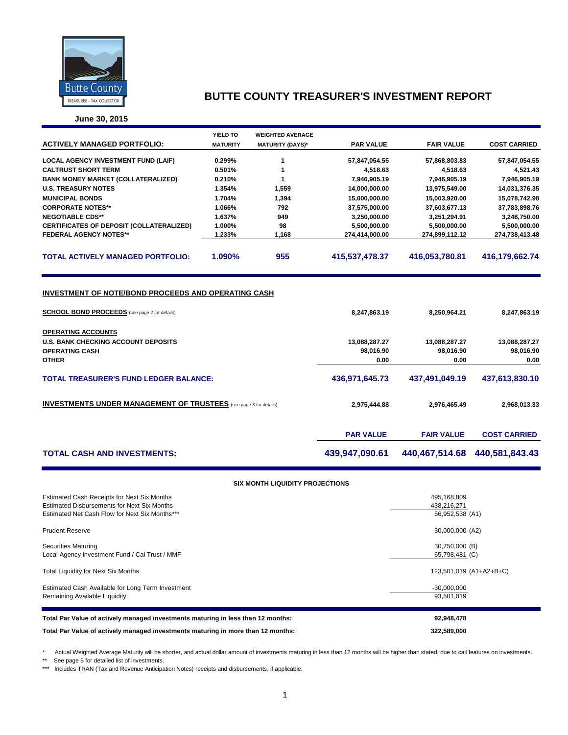# BUTTE COUNTY TREASURER'S INVESTMENT REPORT

**June 30, 2015**

| ACTIVELY MANAGED PORTFOLIO: | YIELD TO MATURITY | WEIGHTED AVERAGE MATURITY (DAYS)* | PAR VALUE | FAIR VALUE | COST CARRIED |
|---|---|---|---|---|---|
| LOCAL AGENCY INVESTMENT FUND (LAIF) | 0.299% | 1 | 57,847,054.55 | 57,868,803.83 | 57,847,054.55 |
| CALTRUST SHORT TERM | 0.501% | 1 | 4,518.63 | 4,518.63 | 4,521.43 |
| BANK MONEY MARKET (COLLATERALIZED) | 0.210% | 1 | 7,946,905.19 | 7,946,905.19 | 7,946,905.19 |
| U.S. TREASURY NOTES | 1.354% | 1,559 | 14,000,000.00 | 13,975,549.00 | 14,031,376.35 |
| MUNICIPAL BONDS | 1.704% | 1,394 | 15,000,000.00 | 15,003,920.00 | 15,078,742.98 |
| CORPORATE NOTES** | 1.066% | 792 | 37,575,000.00 | 37,603,677.13 | 37,783,898.76 |
| NEGOTIABLE CDS** | 1.637% | 949 | 3,250,000.00 | 3,251,294.91 | 3,248,750.00 |
| CERTIFICATES OF DEPOSIT (COLLATERALIZED) | 1.000% | 98 | 5,500,000.00 | 5,500,000.00 | 5,500,000.00 |
| FEDERAL AGENCY NOTES** | 1.233% | 1,168 | 274,414,000.00 | 274,899,112.12 | 274,738,413.48 |
| **TOTAL ACTIVELY MANAGED PORTFOLIO:** | **1.090%** | **955** | **415,537,478.37** | **416,053,780.81** | **416,179,662.74** |

## INVESTMENT OF NOTE/BOND PROCEEDS AND OPERATING CASH

| | PAR VALUE | FAIR VALUE | COST CARRIED |
|---|---|---|---|
| **SCHOOL BOND PROCEEDS** (see page 2 for details) | 8,247,863.19 | 8,250,964.21 | 8,247,863.19 |
| **OPERATING ACCOUNTS** | | | |
| U.S. BANK CHECKING ACCOUNT DEPOSITS | 13,088,287.27 | 13,088,287.27 | 13,088,287.27 |
| OPERATING CASH | 98,016.90 | 98,016.90 | 98,016.90 |
| OTHER | 0.00 | 0.00 | 0.00 |
| **TOTAL TREASURER'S FUND LEDGER BALANCE:** | **436,971,645.73** | **437,491,049.19** | **437,613,830.10** |
| **INVESTMENTS UNDER MANAGEMENT OF TRUSTEES** (see page 3 for details) | 2,975,444.88 | 2,976,465.49 | 2,968,013.33 |
| **TOTAL CASH AND INVESTMENTS:** | **439,947,090.61** | **440,467,514.68** | **440,581,843.43** |

### SIX MONTH LIQUIDITY PROJECTIONS

| | |
|---|---|
| Estimated Cash Receipts for Next Six Months | 495,168,809 |
| Estimated Disbursements for Next Six Months | -438,216,271 |
| Estimated Net Cash Flow for Next Six Months*** | 56,952,538 (A1) |
| Prudent Reserve | -30,000,000 (A2) |
| Securities Maturing | 30,750,000 (B) |
| Local Agency Investment Fund / Cal Trust / MMF | 65,798,481 (C) |
| Total Liquidity for Next Six Months | 123,501,019 (A1+A2+B+C) |
| Estimated Cash Available for Long Term Investment | -30,000,000 |
| Remaining Available Liquidity | 93,501,019 |

| | |
|---|---|
| **Total Par Value of actively managed investments maturing in less than 12 months:** | **92,948,478** |
| **Total Par Value of actively managed investments maturing in more than 12 months:** | **322,589,000** |

\* Actual Weighted Average Maturity will be shorter, and actual dollar amount of investments maturing in less than 12 months will be higher than stated, due to call features on investments.

** See page 5 for detailed list of investments.

*** Includes TRAN (Tax and Revenue Anticipation Notes) receipts and disbursements, if applicable.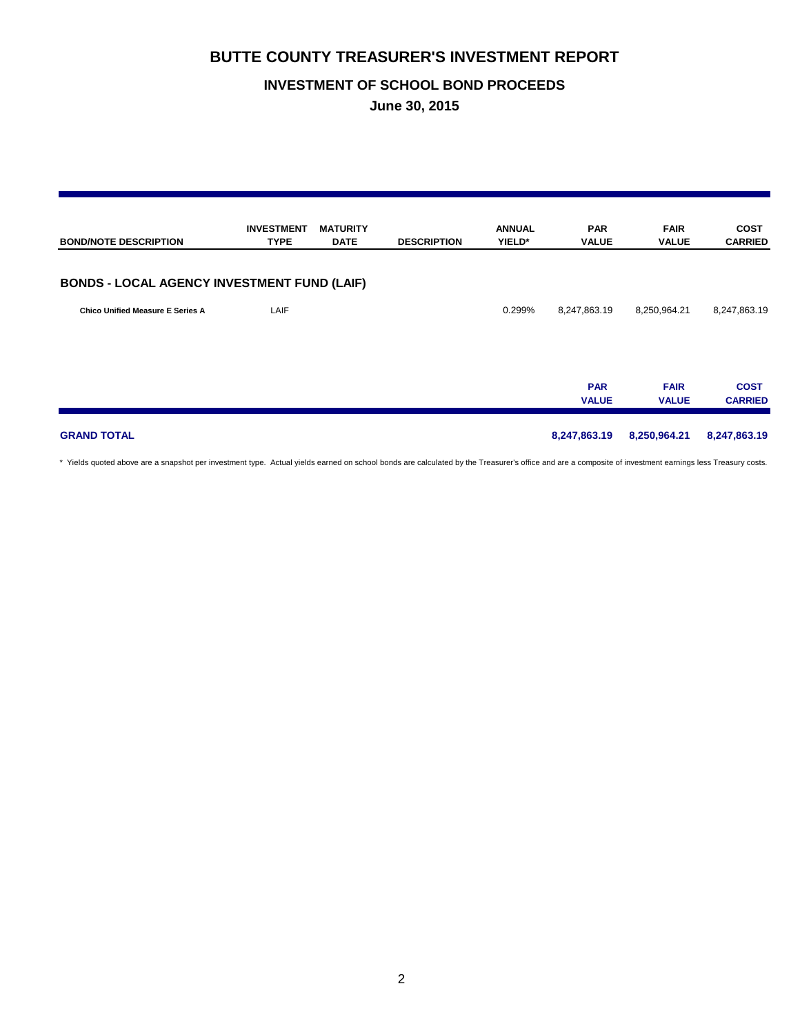# BUTTE COUNTY TREASURER'S INVESTMENT REPORT

## INVESTMENT OF SCHOOL BOND PROCEEDS

### June 30, 2015

| BOND/NOTE DESCRIPTION | INVESTMENT TYPE | MATURITY DATE | DESCRIPTION | ANNUAL YIELD* | PAR VALUE | FAIR VALUE | COST CARRIED |
|---|---|---|---|---|---|---|---|
| **BONDS - LOCAL AGENCY INVESTMENT FUND (LAIF)** | | | | | | | |
| **Chico Unified Measure E Series A** | LAIF | | | 0.299% | 8,247,863.19 | 8,250,964.21 | 8,247,863.19 |
| | | | | | **PAR VALUE** | **FAIR VALUE** | **COST CARRIED** |
| **GRAND TOTAL** | | | | | **8,247,863.19** | **8,250,964.21** | **8,247,863.19** |

\* Yields quoted above are a snapshot per investment type. Actual yields earned on school bonds are calculated by the Treasurer's office and are a composite of investment earnings less Treasury costs.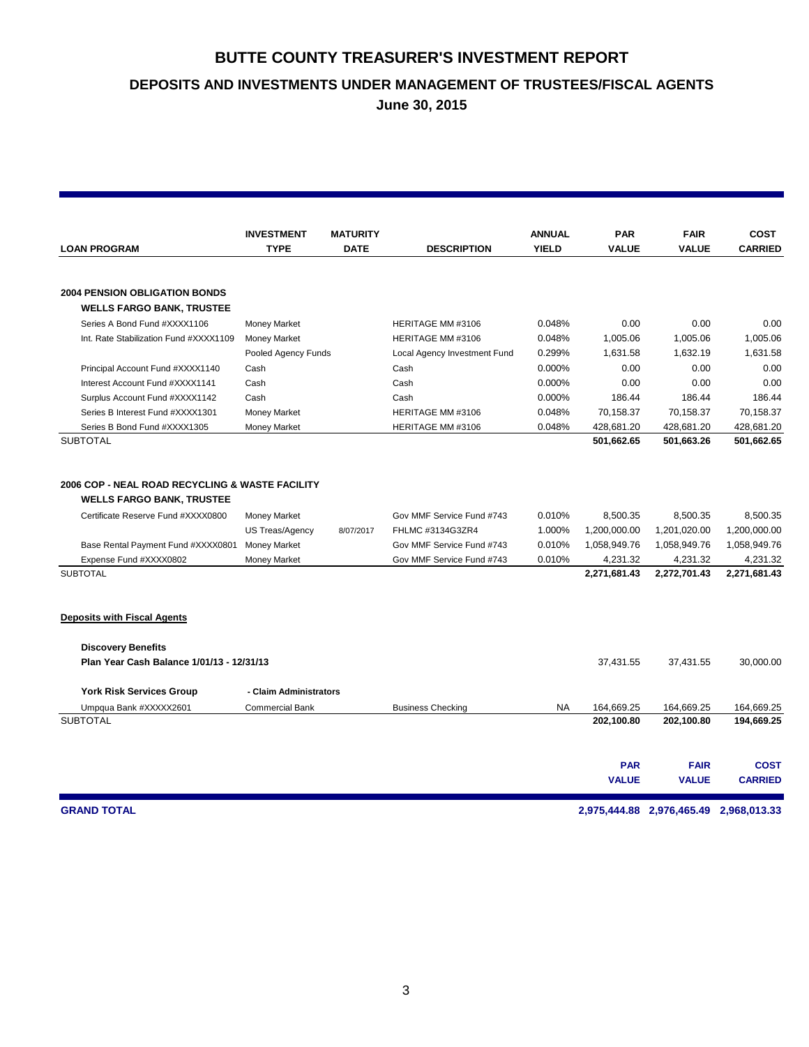# BUTTE COUNTY TREASURER'S INVESTMENT REPORT

## DEPOSITS AND INVESTMENTS UNDER MANAGEMENT OF TRUSTEES/FISCAL AGENTS

**June 30, 2015**

| LOAN PROGRAM | INVESTMENT TYPE | MATURITY DATE | DESCRIPTION | ANNUAL YIELD | PAR VALUE | FAIR VALUE | COST CARRIED |
|---|---|---|---|---|---|---|---|
| **2004 PENSION OBLIGATION BONDS** | | | | | | | |
| **WELLS FARGO BANK, TRUSTEE** | | | | | | | |
| Series A Bond Fund #XXXX1106 | Money Market | | HERITAGE MM #3106 | 0.048% | 0.00 | 0.00 | 0.00 |
| Int. Rate Stabilization Fund #XXXX1109 | Money Market | | HERITAGE MM #3106 | 0.048% | 1,005.06 | 1,005.06 | 1,005.06 |
| | Pooled Agency Funds | | Local Agency Investment Fund | 0.299% | 1,631.58 | 1,632.19 | 1,631.58 |
| Principal Account Fund #XXXX1140 | Cash | | Cash | 0.000% | 0.00 | 0.00 | 0.00 |
| Interest Account Fund #XXXX1141 | Cash | | Cash | 0.000% | 0.00 | 0.00 | 0.00 |
| Surplus Account Fund #XXXX1142 | Cash | | Cash | 0.000% | 186.44 | 186.44 | 186.44 |
| Series B Interest Fund #XXXX1301 | Money Market | | HERITAGE MM #3106 | 0.048% | 70,158.37 | 70,158.37 | 70,158.37 |
| Series B Bond Fund #XXXX1305 | Money Market | | HERITAGE MM #3106 | 0.048% | 428,681.20 | 428,681.20 | 428,681.20 |
| SUBTOTAL | | | | | **501,662.65** | **501,663.26** | **501,662.65** |
| **2006 COP - NEAL ROAD RECYCLING & WASTE FACILITY** | | | | | | | |
| **WELLS FARGO BANK, TRUSTEE** | | | | | | | |
| Certificate Reserve Fund #XXXX0800 | Money Market | | Gov MMF Service Fund #743 | 0.010% | 8,500.35 | 8,500.35 | 8,500.35 |
| | US Treas/Agency | 8/07/2017 | FHLMC #3134G3ZR4 | 1.000% | 1,200,000.00 | 1,201,020.00 | 1,200,000.00 |
| Base Rental Payment Fund #XXXX0801 | Money Market | | Gov MMF Service Fund #743 | 0.010% | 1,058,949.76 | 1,058,949.76 | 1,058,949.76 |
| Expense Fund #XXXX0802 | Money Market | | Gov MMF Service Fund #743 | 0.010% | 4,231.32 | 4,231.32 | 4,231.32 |
| SUBTOTAL | | | | | **2,271,681.43** | **2,272,701.43** | **2,271,681.43** |
| **Deposits with Fiscal Agents** | | | | | | | |
| **Discovery Benefits** | | | | | | | |
| **Plan Year Cash Balance 1/01/13 - 12/31/13** | | | | | 37,431.55 | 37,431.55 | 30,000.00 |
| **York Risk Services Group** | **- Claim Administrators** | | | | | | |
| Umpqua Bank #XXXXX2601 | Commercial Bank | | Business Checking | NA | 164,669.25 | 164,669.25 | 164,669.25 |
| SUBTOTAL | | | | | **202,100.80** | **202,100.80** | **194,669.25** |
| | | | | | **PAR VALUE** | **FAIR VALUE** | **COST CARRIED** |
| **GRAND TOTAL** | | | | | **2,975,444.88** | **2,976,465.49** | **2,968,013.33** |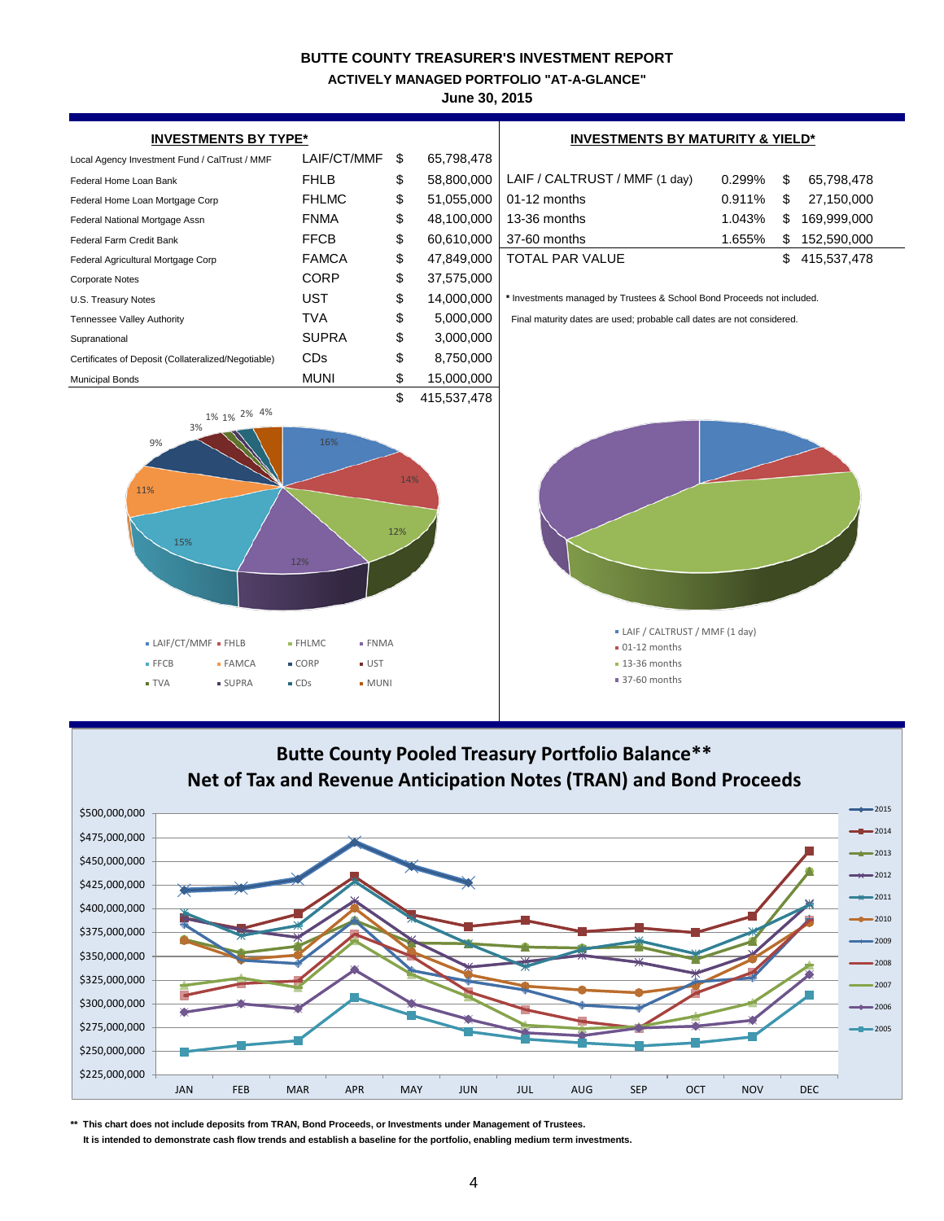# BUTTE COUNTY TREASURER'S INVESTMENT REPORT

## ACTIVELY MANAGED PORTFOLIO "AT-A-GLANCE"

### June 30, 2015

**INVESTMENTS BY TYPE***

| Description | Type | | Amount |
|---|---|---|---|
| Local Agency Investment Fund / CalTrust / MMF | LAIF/CT/MMF | $ | 65,798,478 |
| Federal Home Loan Bank | FHLB | $ | 58,800,000 |
| Federal Home Loan Mortgage Corp | FHLMC | $ | 51,055,000 |
| Federal National Mortgage Assn | FNMA | $ | 48,100,000 |
| Federal Farm Credit Bank | FFCB | $ | 60,610,000 |
| Federal Agricultural Mortgage Corp | FAMCA | $ | 47,849,000 |
| Corporate Notes | CORP | $ | 37,575,000 |
| U.S. Treasury Notes | UST | $ | 14,000,000 |
| Tennessee Valley Authority | TVA | $ | 5,000,000 |
| Supranational | SUPRA | $ | 3,000,000 |
| Certificates of Deposit (Collateralized/Negotiable) | CDs | $ | 8,750,000 |
| Municipal Bonds | MUNI | $ | 15,000,000 |
| | | $ | 415,537,478 |

Pie chart labels: 16%, 14%, 12%, 12%, 15%, 11%, 9%, 3%, 1%, 1%, 2%, 4%

Legend: LAIF/CT/MMF, FHLB, FHLMC, FNMA, FFCB, FAMCA, CORP, UST, TVA, SUPRA, CDs, MUNI

**INVESTMENTS BY MATURITY & YIELD***

| Maturity | Yield | | Amount |
|---|---|---|---|
| LAIF / CALTRUST / MMF (1 day) | 0.299% | $ | 65,798,478 |
| 01-12 months | 0.911% | $ | 27,150,000 |
| 13-36 months | 1.043% | $ | 169,999,000 |
| 37-60 months | 1.655% | $ | 152,590,000 |
| TOTAL PAR VALUE | | $ | 415,537,478 |

\* Investments managed by Trustees & School Bond Proceeds not included.

Final maturity dates are used; probable call dates are not considered.

Legend: LAIF / CALTRUST / MMF (1 day), 01-12 months, 13-36 months, 37-60 months

## Butte County Pooled Treasury Portfolio Balance**
## Net of Tax and Revenue Anticipation Notes (TRAN) and Bond Proceeds

Y-axis: $225,000,000 – $500,000,000; X-axis: JAN – DEC; Series: 2015, 2014, 2013, 2012, 2011, 2010, 2009, 2008, 2007, 2006, 2005

**\*\* This chart does not include deposits from TRAN, Bond Proceeds, or Investments under Management of Trustees.**

**It is intended to demonstrate cash flow trends and establish a baseline for the portfolio, enabling medium term investments.**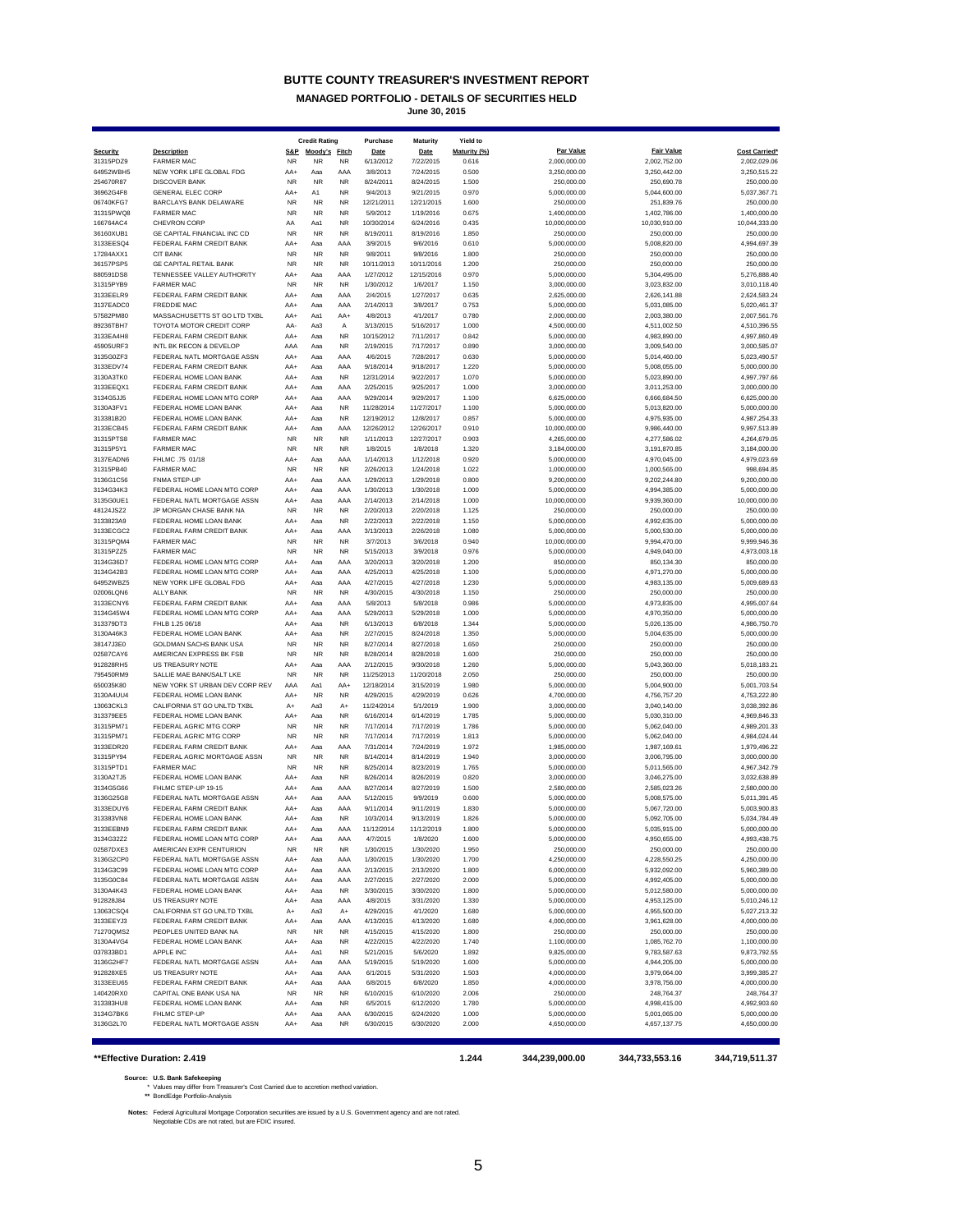# BUTTE COUNTY TREASURER'S INVESTMENT REPORT

## MANAGED PORTFOLIO - DETAILS OF SECURITIES HELD

**June 30, 2015**

| Security | Description | S&P | Moody's | Fitch | Purchase Date | Maturity Date | Yield to Maturity (%) | Par Value | Fair Value | Cost Carried* |
|---|---|---|---|---|---|---|---|---|---|---|
| 31315PDZ9 | FARMER MAC | NR | NR | NR | 6/13/2012 | 7/22/2015 | 0.616 | 2,000,000.00 | 2,002,752.00 | 2,002,029.06 |
| 64952WBH5 | NEW YORK LIFE GLOBAL FDG | AA+ | Aaa | AAA | 3/8/2013 | 7/24/2015 | 0.500 | 3,250,000.00 | 3,250,442.00 | 3,250,515.22 |
| 254670R87 | DISCOVER BANK | NR | NR | NR | 8/24/2011 | 8/24/2015 | 1.500 | 250,000.00 | 250,690.78 | 250,000.00 |
| 36962G4F8 | GENERAL ELEC CORP | AA+ | A1 | NR | 9/4/2013 | 9/21/2015 | 0.970 | 5,000,000.00 | 5,044,600.00 | 5,037,367.71 |
| 06740KFG7 | BARCLAYS BANK DELAWARE | NR | NR | NR | 12/21/2011 | 12/21/2015 | 1.600 | 250,000.00 | 251,839.76 | 250,000.00 |
| 31315PWQ8 | FARMER MAC | NR | NR | NR | 5/9/2012 | 1/19/2016 | 0.675 | 1,400,000.00 | 1,402,786.00 | 1,400,000.00 |
| 166764AC4 | CHEVRON CORP | AA | Aa1 | NR | 10/30/2014 | 6/24/2016 | 0.435 | 10,000,000.00 | 10,030,910.00 | 10,044,333.00 |
| 36160XUB1 | GE CAPITAL FINANCIAL INC CD | NR | NR | NR | 8/19/2011 | 8/19/2016 | 1.850 | 250,000.00 | 250,000.00 | 250,000.00 |
| 3133EESQ4 | FEDERAL FARM CREDIT BANK | AA+ | Aaa | AAA | 3/9/2015 | 9/6/2016 | 0.610 | 5,000,000.00 | 5,008,820.00 | 4,994,697.39 |
| 17284AXX1 | CIT BANK | NR | NR | NR | 9/8/2011 | 9/8/2016 | 1.800 | 250,000.00 | 250,000.00 | 250,000.00 |
| 36157PSP5 | GE CAPITAL RETAIL BANK | NR | NR | NR | 10/11/2013 | 10/11/2016 | 1.200 | 250,000.00 | 250,000.00 | 250,000.00 |
| 880591DS8 | TENNESSEE VALLEY AUTHORITY | AA+ | Aaa | AAA | 1/27/2012 | 12/15/2016 | 0.970 | 5,000,000.00 | 5,304,495.00 | 5,276,888.40 |
| 31315PYB9 | FARMER MAC | NR | NR | NR | 1/30/2012 | 1/6/2017 | 1.150 | 3,000,000.00 | 3,023,832.00 | 3,010,118.40 |
| 3133EELR9 | FEDERAL FARM CREDIT BANK | AA+ | Aaa | AAA | 2/4/2015 | 1/27/2017 | 0.635 | 2,625,000.00 | 2,626,141.88 | 2,624,583.24 |
| 3137EADC0 | FREDDIE MAC | AA+ | Aaa | AAA | 2/14/2013 | 3/8/2017 | 0.753 | 5,000,000.00 | 5,031,085.00 | 5,020,461.37 |
| 57582PM80 | MASSACHUSETTS ST GO LTD TXBL | AA+ | Aa1 | AA+ | 4/8/2013 | 4/1/2017 | 0.780 | 2,000,000.00 | 2,003,380.00 | 2,007,561.76 |
| 89236TBH7 | TOYOTA MOTOR CREDIT CORP | AA- | Aa3 | A | 3/13/2015 | 5/16/2017 | 1.000 | 4,500,000.00 | 4,511,002.50 | 4,510,396.55 |
| 3133EA4H8 | FEDERAL FARM CREDIT BANK | AA+ | Aaa | NR | 10/15/2012 | 7/11/2017 | 0.842 | 5,000,000.00 | 4,983,890.00 | 4,997,860.49 |
| 45905URF3 | INTL BK RECON & DEVELOP | AAA | Aaa | NR | 2/19/2015 | 7/17/2017 | 0.890 | 3,000,000.00 | 3,009,540.00 | 3,000,585.07 |
| 3135G0ZF3 | FEDERAL NATL MORTGAGE ASSN | AA+ | Aaa | AAA | 4/6/2015 | 7/28/2017 | 0.630 | 5,000,000.00 | 5,014,460.00 | 5,023,490.57 |
| 3133EDV74 | FEDERAL FARM CREDIT BANK | AA+ | Aaa | AAA | 9/18/2014 | 9/18/2017 | 1.220 | 5,000,000.00 | 5,008,055.00 | 5,000,000.00 |
| 3130A3TK0 | FEDERAL HOME LOAN BANK | AA+ | Aaa | NR | 12/31/2014 | 9/22/2017 | 1.070 | 5,000,000.00 | 5,023,890.00 | 4,997,797.66 |
| 3133EEQX1 | FEDERAL FARM CREDIT BANK | AA+ | Aaa | AAA | 2/25/2015 | 9/25/2017 | 1.000 | 3,000,000.00 | 3,011,253.00 | 3,000,000.00 |
| 3134G5JJ5 | FEDERAL HOME LOAN MTG CORP | AA+ | Aaa | AAA | 9/29/2014 | 9/29/2017 | 1.100 | 6,625,000.00 | 6,666,684.50 | 6,625,000.00 |
| 3130A3FV1 | FEDERAL HOME LOAN BANK | AA+ | Aaa | NR | 11/28/2014 | 11/27/2017 | 1.100 | 5,000,000.00 | 5,013,820.00 | 5,000,000.00 |
| 313381B20 | FEDERAL HOME LOAN BANK | AA+ | Aaa | NR | 12/19/2012 | 12/8/2017 | 0.857 | 5,000,000.00 | 4,975,935.00 | 4,987,254.33 |
| 3133ECB45 | FEDERAL FARM CREDIT BANK | AA+ | Aaa | AAA | 12/26/2012 | 12/26/2017 | 0.910 | 10,000,000.00 | 9,986,440.00 | 9,997,513.89 |
| 31315PTS8 | FARMER MAC | NR | NR | NR | 1/11/2013 | 12/27/2017 | 0.903 | 4,265,000.00 | 4,277,586.02 | 4,264,679.05 |
| 31315P5Y1 | FARMER MAC | NR | NR | NR | 1/8/2015 | 1/8/2018 | 1.320 | 3,184,000.00 | 3,191,870.85 | 3,184,000.00 |
| 3137EADN6 | FHLMC .75 01/18 | AA+ | Aaa | AAA | 1/14/2013 | 1/12/2018 | 0.920 | 5,000,000.00 | 4,970,045.00 | 4,979,023.69 |
| 31315PB40 | FARMER MAC | NR | NR | NR | 2/26/2013 | 1/24/2018 | 1.022 | 1,000,000.00 | 1,000,565.00 | 998,694.85 |
| 3136G1C56 | FNMA STEP-UP | AA+ | Aaa | AAA | 1/29/2013 | 1/29/2018 | 0.800 | 9,200,000.00 | 9,202,244.80 | 9,200,000.00 |
| 3134G34K3 | FEDERAL HOME LOAN MTG CORP | AA+ | Aaa | AAA | 1/30/2013 | 1/30/2018 | 1.000 | 5,000,000.00 | 4,994,385.00 | 5,000,000.00 |
| 3135G0UE1 | FEDERAL NATL MORTGAGE ASSN | AA+ | Aaa | AAA | 2/14/2013 | 2/14/2018 | 1.000 | 10,000,000.00 | 9,939,360.00 | 10,000,000.00 |
| 48124JSZ2 | JP MORGAN CHASE BANK NA | NR | NR | NR | 2/20/2013 | 2/20/2018 | 1.125 | 250,000.00 | 250,000.00 | 250,000.00 |
| 3133823A9 | FEDERAL HOME LOAN BANK | AA+ | Aaa | NR | 2/22/2013 | 2/22/2018 | 1.150 | 5,000,000.00 | 4,992,635.00 | 5,000,000.00 |
| 3133ECGC2 | FEDERAL FARM CREDIT BANK | AA+ | Aaa | AAA | 3/13/2013 | 2/26/2018 | 1.080 | 5,000,000.00 | 5,000,530.00 | 5,000,000.00 |
| 31315PQM4 | FARMER MAC | NR | NR | NR | 3/7/2013 | 3/6/2018 | 0.940 | 10,000,000.00 | 9,994,470.00 | 9,999,946.36 |
| 31315PZZ5 | FARMER MAC | NR | NR | NR | 5/15/2013 | 3/9/2018 | 0.976 | 5,000,000.00 | 4,949,040.00 | 4,973,003.18 |
| 3134G36D7 | FEDERAL HOME LOAN MTG CORP | AA+ | Aaa | AAA | 3/20/2013 | 3/20/2018 | 1.200 | 850,000.00 | 850,134.30 | 850,000.00 |
| 3134G42B3 | FEDERAL HOME LOAN MTG CORP | AA+ | Aaa | AAA | 4/25/2013 | 4/25/2018 | 1.100 | 5,000,000.00 | 4,971,270.00 | 5,000,000.00 |
| 64952WBZ5 | NEW YORK LIFE GLOBAL FDG | AA+ | Aaa | AAA | 4/27/2015 | 4/27/2018 | 1.230 | 5,000,000.00 | 4,983,135.00 | 5,009,689.63 |
| 02006LQN6 | ALLY BANK | NR | NR | NR | 4/30/2015 | 4/30/2018 | 1.150 | 250,000.00 | 250,000.00 | 250,000.00 |
| 3133ECNY6 | FEDERAL FARM CREDIT BANK | AA+ | Aaa | AAA | 5/8/2013 | 5/8/2018 | 0.986 | 5,000,000.00 | 4,973,835.00 | 4,995,007.64 |
| 3134G45W4 | FEDERAL HOME LOAN MTG CORP | AA+ | Aaa | AAA | 5/29/2013 | 5/29/2018 | 1.000 | 5,000,000.00 | 4,970,350.00 | 5,000,000.00 |
| 313379DT3 | FHLB 1.25 06/18 | AA+ | Aaa | NR | 6/13/2013 | 6/8/2018 | 1.344 | 5,000,000.00 | 5,026,135.00 | 4,986,750.70 |
| 3130A46K3 | FEDERAL HOME LOAN BANK | AA+ | Aaa | NR | 2/27/2015 | 8/24/2018 | 1.350 | 5,000,000.00 | 5,004,635.00 | 5,000,000.00 |
| 38147J3E0 | GOLDMAN SACHS BANK USA | NR | NR | NR | 8/27/2014 | 8/27/2018 | 1.650 | 250,000.00 | 250,000.00 | 250,000.00 |
| 02587CAY6 | AMERICAN EXPRESS BK FSB | NR | NR | NR | 8/28/2014 | 8/28/2018 | 1.600 | 250,000.00 | 250,000.00 | 250,000.00 |
| 912828RH5 | US TREASURY NOTE | AA+ | Aaa | AAA | 2/12/2015 | 9/30/2018 | 1.260 | 5,000,000.00 | 5,043,360.00 | 5,018,183.21 |
| 795450RM9 | SALLIE MAE BANK/SALT LKE | NR | NR | NR | 11/25/2013 | 11/20/2018 | 2.050 | 250,000.00 | 250,000.00 | 250,000.00 |
| 650035K80 | NEW YORK ST URBAN DEV CORP REV | AAA | Aa1 | AA+ | 12/18/2014 | 3/15/2019 | 1.980 | 5,000,000.00 | 5,004,900.00 | 5,001,703.54 |
| 3130A4UU4 | FEDERAL HOME LOAN BANK | AA+ | NR | NR | 4/29/2015 | 4/29/2019 | 0.626 | 4,700,000.00 | 4,756,757.20 | 4,753,222.80 |
| 13063CKL3 | CALIFORNIA ST GO UNLTD TXBL | A+ | Aa3 | A+ | 11/24/2014 | 5/1/2019 | 1.900 | 3,000,000.00 | 3,040,140.00 | 3,038,392.86 |
| 313379EE5 | FEDERAL HOME LOAN BANK | AA+ | Aaa | NR | 6/16/2014 | 6/14/2019 | 1.785 | 5,000,000.00 | 5,030,310.00 | 4,969,846.33 |
| 31315PM71 | FEDERAL AGRIC MTG CORP | NR | NR | NR | 7/17/2014 | 7/17/2019 | 1.786 | 5,000,000.00 | 5,062,040.00 | 4,989,201.33 |
| 31315PM71 | FEDERAL AGRIC MTG CORP | NR | NR | NR | 7/17/2014 | 7/17/2019 | 1.813 | 5,000,000.00 | 5,062,040.00 | 4,984,024.44 |
| 3133EDR20 | FEDERAL FARM CREDIT BANK | AA+ | Aaa | AAA | 7/31/2014 | 7/29/2019 | 1.972 | 1,985,000.00 | 1,987,169.61 | 1,979,496.22 |
| 31315PY94 | FEDERAL AGRIC MORTGAGE ASSN | NR | NR | NR | 8/14/2014 | 8/14/2019 | 1.940 | 3,000,000.00 | 3,006,795.00 | 3,000,000.00 |
| 31315PTD1 | FARMER MAC | NR | NR | NR | 8/25/2014 | 8/23/2019 | 1.765 | 5,000,000.00 | 5,011,565.00 | 4,967,342.79 |
| 3130A2TJ5 | FEDERAL HOME LOAN BANK | AA+ | Aaa | NR | 8/26/2014 | 8/26/2019 | 0.820 | 3,000,000.00 | 3,046,275.00 | 3,032,638.89 |
| 3134G5G66 | FHLMC STEP-UP 19-15 | AA+ | Aaa | AAA | 8/27/2014 | 8/27/2019 | 1.500 | 2,580,000.00 | 2,585,023.26 | 2,580,000.00 |
| 3136G25G8 | FEDERAL NATL MORTGAGE ASSN | AA+ | Aaa | AAA | 5/12/2015 | 9/9/2019 | 0.600 | 5,000,000.00 | 5,008,575.00 | 5,011,391.45 |
| 3133EDUY6 | FEDERAL FARM CREDIT BANK | AA+ | Aaa | AAA | 9/11/2014 | 9/11/2019 | 1.830 | 5,000,000.00 | 5,067,720.00 | 5,003,900.83 |
| 313383VN8 | FEDERAL HOME LOAN BANK | AA+ | Aaa | NR | 10/3/2014 | 9/13/2019 | 1.826 | 5,000,000.00 | 5,092,705.00 | 5,034,784.49 |
| 3133EEBN9 | FEDERAL FARM CREDIT BANK | AA+ | Aaa | AAA | 11/12/2014 | 11/12/2019 | 1.800 | 5,000,000.00 | 5,035,915.00 | 5,000,000.00 |
| 3134G3Z2Z | FEDERAL HOME LOAN MTG CORP | AA+ | Aaa | AAA | 4/7/2015 | 1/8/2020 | 1.600 | 5,000,000.00 | 4,950,655.00 | 4,993,438.75 |
| 02587DXE3 | AMERICAN EXPR CENTURION | NR | NR | NR | 1/30/2015 | 1/30/2020 | 1.950 | 250,000.00 | 250,000.00 | 250,000.00 |
| 3136G2CP0 | FEDERAL NATL MORTGAGE ASSN | AA+ | Aaa | AAA | 1/30/2015 | 1/30/2020 | 1.700 | 4,250,000.00 | 4,228,550.25 | 4,250,000.00 |
| 3134G3C99 | FEDERAL HOME LOAN MTG CORP | AA+ | Aaa | AAA | 2/13/2015 | 2/13/2020 | 1.800 | 6,000,000.00 | 5,932,092.00 | 5,960,389.00 |
| 3135G0C84 | FEDERAL NATL MORTGAGE ASSN | AA+ | Aaa | AAA | 2/27/2015 | 2/27/2020 | 2.000 | 5,000,000.00 | 4,992,405.00 | 5,000,000.00 |
| 3130A4K43 | FEDERAL HOME LOAN BANK | AA+ | Aaa | NR | 3/30/2015 | 3/30/2020 | 1.800 | 5,000,000.00 | 5,012,580.00 | 5,000,000.00 |
| 912828J84 | US TREASURY NOTE | AA+ | Aaa | AAA | 4/8/2015 | 3/31/2020 | 1.330 | 5,000,000.00 | 4,953,125.00 | 5,010,246.12 |
| 13063CSQ4 | CALIFORNIA ST GO UNLTD TXBL | A+ | Aa3 | A+ | 4/29/2015 | 4/1/2020 | 1.680 | 5,000,000.00 | 4,955,500.00 | 5,027,213.32 |
| 3133EEYJ3 | FEDERAL FARM CREDIT BANK | AA+ | Aaa | AAA | 4/13/2015 | 4/13/2020 | 1.680 | 4,000,000.00 | 3,961,628.00 | 4,000,000.00 |
| 71270QMS2 | PEOPLES UNITED BANK NA | NR | NR | NR | 4/15/2015 | 4/15/2020 | 1.800 | 250,000.00 | 250,000.00 | 250,000.00 |
| 3130A4VG4 | FEDERAL HOME LOAN BANK | AA+ | Aaa | NR | 4/22/2015 | 4/22/2020 | 1.740 | 1,100,000.00 | 1,085,762.70 | 1,100,000.00 |
| 037833BD1 | APPLE INC | AA+ | Aa1 | NR | 5/21/2015 | 5/6/2020 | 1.892 | 9,825,000.00 | 9,783,587.63 | 9,873,792.55 |
| 3136G2HF7 | FEDERAL NATL MORTGAGE ASSN | AA+ | Aaa | AAA | 5/19/2015 | 5/19/2020 | 1.600 | 5,000,000.00 | 4,944,205.00 | 5,000,000.00 |
| 912828XE5 | US TREASURY NOTE | AA+ | Aaa | AAA | 6/1/2015 | 5/31/2020 | 1.503 | 4,000,000.00 | 3,979,064.00 | 3,999,385.27 |
| 3133EEU65 | FEDERAL FARM CREDIT BANK | AA+ | Aaa | AAA | 6/8/2015 | 6/8/2020 | 1.850 | 4,000,000.00 | 3,978,756.00 | 4,000,000.00 |
| 140420RX0 | CAPITAL ONE BANK USA NA | NR | NR | NR | 6/10/2015 | 6/10/2020 | 2.006 | 250,000.00 | 248,764.37 | 248,764.37 |
| 313383HU8 | FEDERAL HOME LOAN BANK | AA+ | Aaa | NR | 6/5/2015 | 6/12/2020 | 1.780 | 5,000,000.00 | 4,998,415.00 | 4,992,903.60 |
| 3134G7BK6 | FHLMC STEP-UP | AA+ | Aaa | AAA | 6/30/2015 | 6/24/2020 | 1.000 | 5,000,000.00 | 5,001,065.00 | 5,000,000.00 |
| 3136G2L70 | FEDERAL NATL MORTGAGE ASSN | AA+ | Aaa | NR | 6/30/2015 | 6/30/2020 | 2.000 | 4,650,000.00 | 4,657,137.75 | 4,650,000.00 |
| **Effective Duration: 2.419 | | | | | | | 1.244 | 344,239,000.00 | 344,733,553.16 | 344,719,511.37 |

Source: U.S. Bank Safekeeping
\* Values may differ from Treasurer's Cost Carried due to accretion method variation.
\*\* BondEdge Portfolio-Analysis

Notes: Federal Agricultural Mortgage Corporation securities are issued by a U.S. Government agency and are not rated.
Negotiable CDs are not rated, but are FDIC insured.